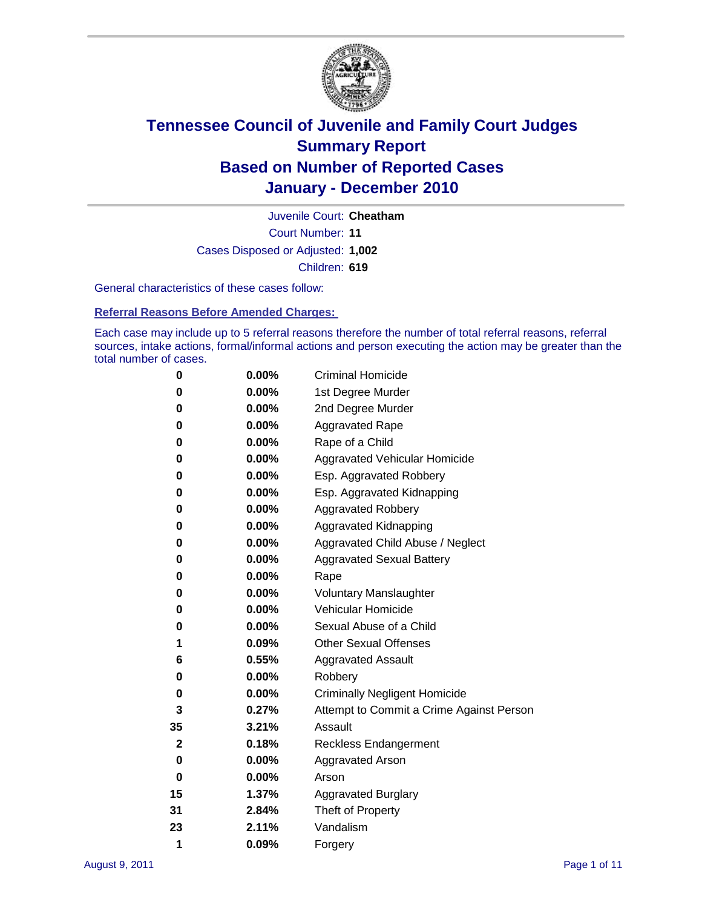# Tennessee Council of Juvenile and Family Court Judges
## Summary Report
## Based on Number of Reported Cases
## January - December 2010

Juvenile Court: **Cheatham**

Court Number: **11**

Cases Disposed or Adjusted: **1,002**

Children: **619**

General characteristics of these cases follow:

### Referral Reasons Before Amended Charges:

Each case may include up to 5 referral reasons therefore the number of total referral reasons, referral sources, intake actions, formal/informal actions and person executing the action may be greater than the total number of cases.

| Count | Percent | Referral Reason |
|---|---|---|
| 0 | 0.00% | Criminal Homicide |
| 0 | 0.00% | 1st Degree Murder |
| 0 | 0.00% | 2nd Degree Murder |
| 0 | 0.00% | Aggravated Rape |
| 0 | 0.00% | Rape of a Child |
| 0 | 0.00% | Aggravated Vehicular Homicide |
| 0 | 0.00% | Esp. Aggravated Robbery |
| 0 | 0.00% | Esp. Aggravated Kidnapping |
| 0 | 0.00% | Aggravated Robbery |
| 0 | 0.00% | Aggravated Kidnapping |
| 0 | 0.00% | Aggravated Child Abuse / Neglect |
| 0 | 0.00% | Aggravated Sexual Battery |
| 0 | 0.00% | Rape |
| 0 | 0.00% | Voluntary Manslaughter |
| 0 | 0.00% | Vehicular Homicide |
| 0 | 0.00% | Sexual Abuse of a Child |
| 1 | 0.09% | Other Sexual Offenses |
| 6 | 0.55% | Aggravated Assault |
| 0 | 0.00% | Robbery |
| 0 | 0.00% | Criminally Negligent Homicide |
| 3 | 0.27% | Attempt to Commit a Crime Against Person |
| 35 | 3.21% | Assault |
| 2 | 0.18% | Reckless Endangerment |
| 0 | 0.00% | Aggravated Arson |
| 0 | 0.00% | Arson |
| 15 | 1.37% | Aggravated Burglary |
| 31 | 2.84% | Theft of Property |
| 23 | 2.11% | Vandalism |
| 1 | 0.09% | Forgery |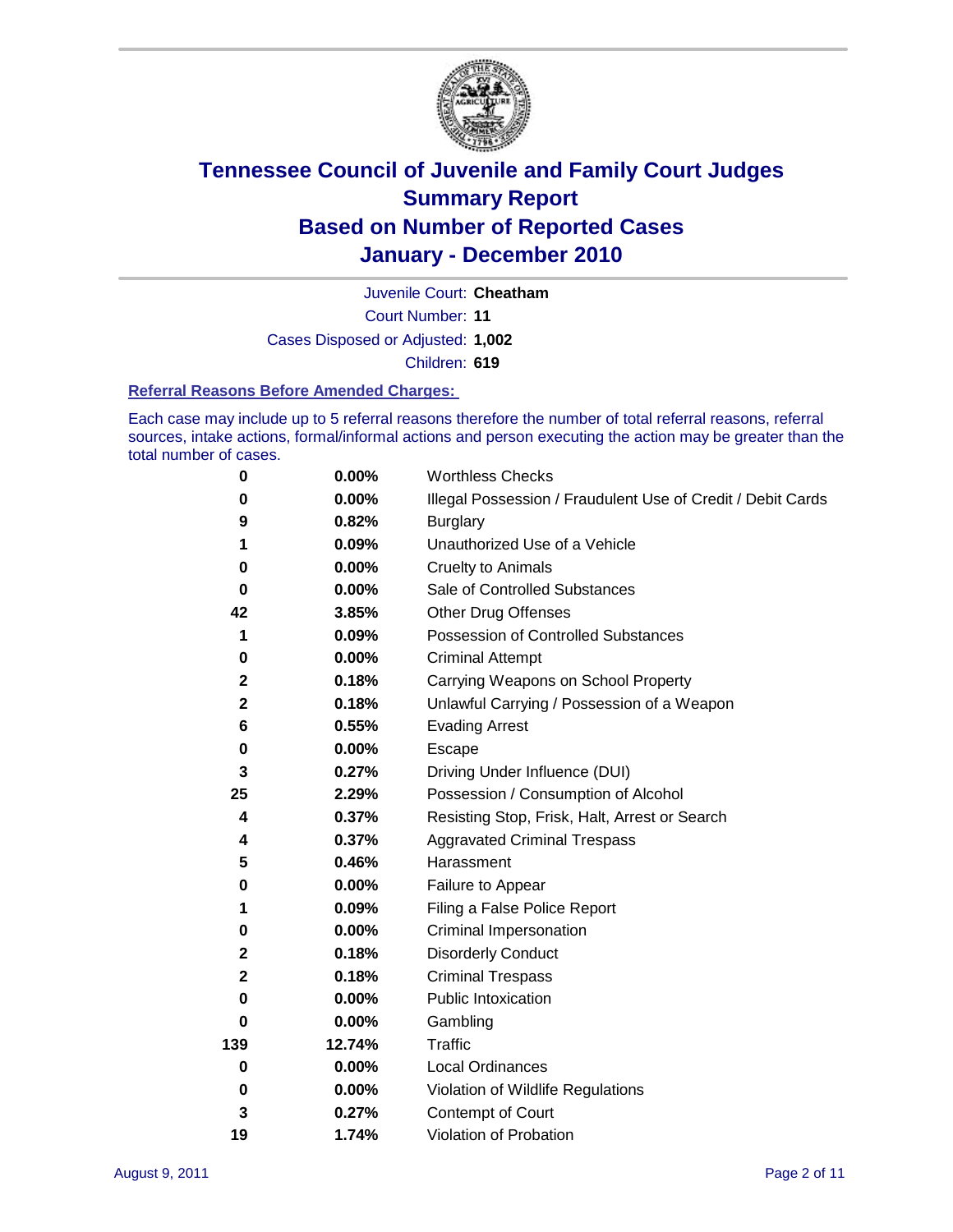# Tennessee Council of Juvenile and Family Court Judges
# Summary Report
# Based on Number of Reported Cases
# January - December 2010

Juvenile Court: **Cheatham**

Court Number: **11**

Cases Disposed or Adjusted: **1,002**

Children: **619**

### Referral Reasons Before Amended Charges:

Each case may include up to 5 referral reasons therefore the number of total referral reasons, referral sources, intake actions, formal/informal actions and person executing the action may be greater than the total number of cases.

| | | |
|---|---|---|
| 0 | 0.00% | Worthless Checks |
| 0 | 0.00% | Illegal Possession / Fraudulent Use of Credit / Debit Cards |
| 9 | 0.82% | Burglary |
| 1 | 0.09% | Unauthorized Use of a Vehicle |
| 0 | 0.00% | Cruelty to Animals |
| 0 | 0.00% | Sale of Controlled Substances |
| 42 | 3.85% | Other Drug Offenses |
| 1 | 0.09% | Possession of Controlled Substances |
| 0 | 0.00% | Criminal Attempt |
| 2 | 0.18% | Carrying Weapons on School Property |
| 2 | 0.18% | Unlawful Carrying / Possession of a Weapon |
| 6 | 0.55% | Evading Arrest |
| 0 | 0.00% | Escape |
| 3 | 0.27% | Driving Under Influence (DUI) |
| 25 | 2.29% | Possession / Consumption of Alcohol |
| 4 | 0.37% | Resisting Stop, Frisk, Halt, Arrest or Search |
| 4 | 0.37% | Aggravated Criminal Trespass |
| 5 | 0.46% | Harassment |
| 0 | 0.00% | Failure to Appear |
| 1 | 0.09% | Filing a False Police Report |
| 0 | 0.00% | Criminal Impersonation |
| 2 | 0.18% | Disorderly Conduct |
| 2 | 0.18% | Criminal Trespass |
| 0 | 0.00% | Public Intoxication |
| 0 | 0.00% | Gambling |
| 139 | 12.74% | Traffic |
| 0 | 0.00% | Local Ordinances |
| 0 | 0.00% | Violation of Wildlife Regulations |
| 3 | 0.27% | Contempt of Court |
| 19 | 1.74% | Violation of Probation |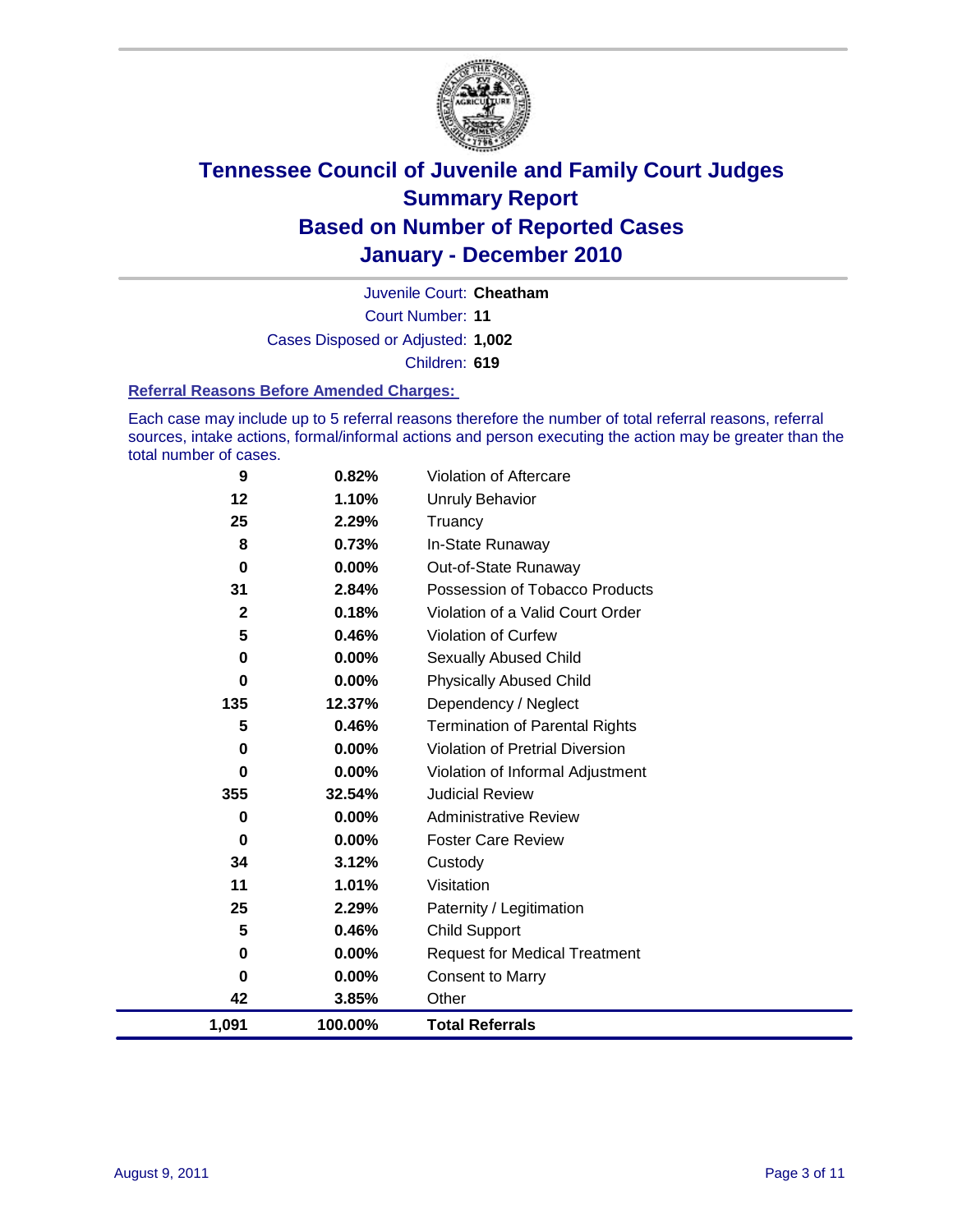# Tennessee Council of Juvenile and Family Court Judges
# Summary Report
# Based on Number of Reported Cases
# January - December 2010

Juvenile Court: **Cheatham**

Court Number: **11**

Cases Disposed or Adjusted: **1,002**

Children: **619**

### Referral Reasons Before Amended Charges:

Each case may include up to 5 referral reasons therefore the number of total referral reasons, referral sources, intake actions, formal/informal actions and person executing the action may be greater than the total number of cases.

| Count | Percent | Referral Reason |
|---|---|---|
| 9 | 0.82% | Violation of Aftercare |
| 12 | 1.10% | Unruly Behavior |
| 25 | 2.29% | Truancy |
| 8 | 0.73% | In-State Runaway |
| 0 | 0.00% | Out-of-State Runaway |
| 31 | 2.84% | Possession of Tobacco Products |
| 2 | 0.18% | Violation of a Valid Court Order |
| 5 | 0.46% | Violation of Curfew |
| 0 | 0.00% | Sexually Abused Child |
| 0 | 0.00% | Physically Abused Child |
| 135 | 12.37% | Dependency / Neglect |
| 5 | 0.46% | Termination of Parental Rights |
| 0 | 0.00% | Violation of Pretrial Diversion |
| 0 | 0.00% | Violation of Informal Adjustment |
| 355 | 32.54% | Judicial Review |
| 0 | 0.00% | Administrative Review |
| 0 | 0.00% | Foster Care Review |
| 34 | 3.12% | Custody |
| 11 | 1.01% | Visitation |
| 25 | 2.29% | Paternity / Legitimation |
| 5 | 0.46% | Child Support |
| 0 | 0.00% | Request for Medical Treatment |
| 0 | 0.00% | Consent to Marry |
| 42 | 3.85% | Other |
| **1,091** | **100.00%** | **Total Referrals** |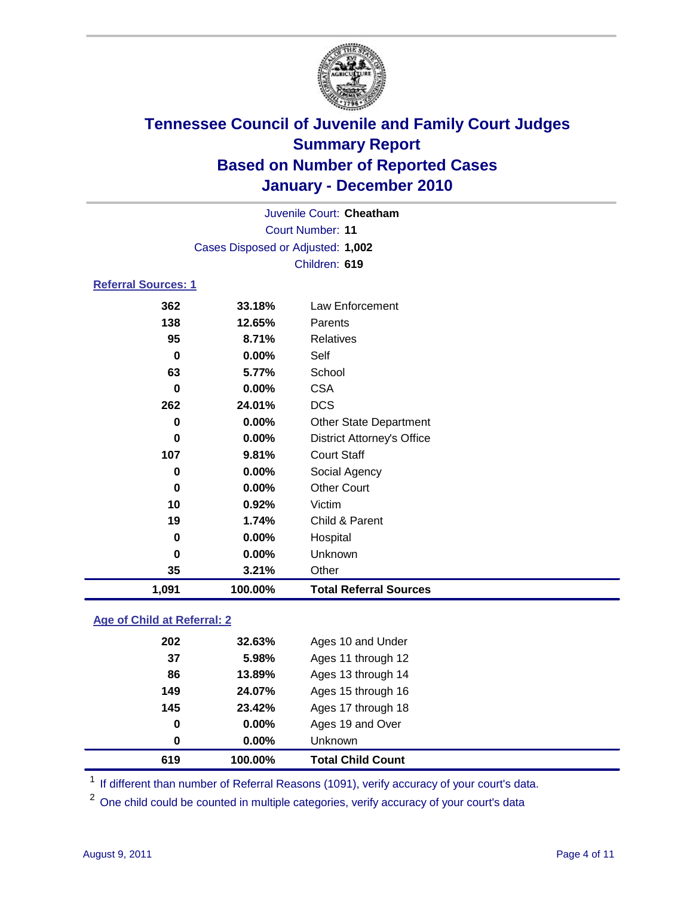# Tennessee Council of Juvenile and Family Court Judges
## Summary Report
## Based on Number of Reported Cases
## January - December 2010

Juvenile Court: **Cheatham**

Court Number: **11**

Cases Disposed or Adjusted: **1,002**

Children: **619**

### Referral Sources: 1

| | | |
|---|---|---|
| 362 | 33.18% | Law Enforcement |
| 138 | 12.65% | Parents |
| 95 | 8.71% | Relatives |
| 0 | 0.00% | Self |
| 63 | 5.77% | School |
| 0 | 0.00% | CSA |
| 262 | 24.01% | DCS |
| 0 | 0.00% | Other State Department |
| 0 | 0.00% | District Attorney's Office |
| 107 | 9.81% | Court Staff |
| 0 | 0.00% | Social Agency |
| 0 | 0.00% | Other Court |
| 10 | 0.92% | Victim |
| 19 | 1.74% | Child & Parent |
| 0 | 0.00% | Hospital |
| 0 | 0.00% | Unknown |
| 35 | 3.21% | Other |
| **1,091** | **100.00%** | **Total Referral Sources** |

### Age of Child at Referral: 2

| | | |
|---|---|---|
| 202 | 32.63% | Ages 10 and Under |
| 37 | 5.98% | Ages 11 through 12 |
| 86 | 13.89% | Ages 13 through 14 |
| 149 | 24.07% | Ages 15 through 16 |
| 145 | 23.42% | Ages 17 through 18 |
| 0 | 0.00% | Ages 19 and Over |
| 0 | 0.00% | Unknown |
| **619** | **100.00%** | **Total Child Count** |

[1] If different than number of Referral Reasons (1091), verify accuracy of your court's data.

[2] One child could be counted in multiple categories, verify accuracy of your court's data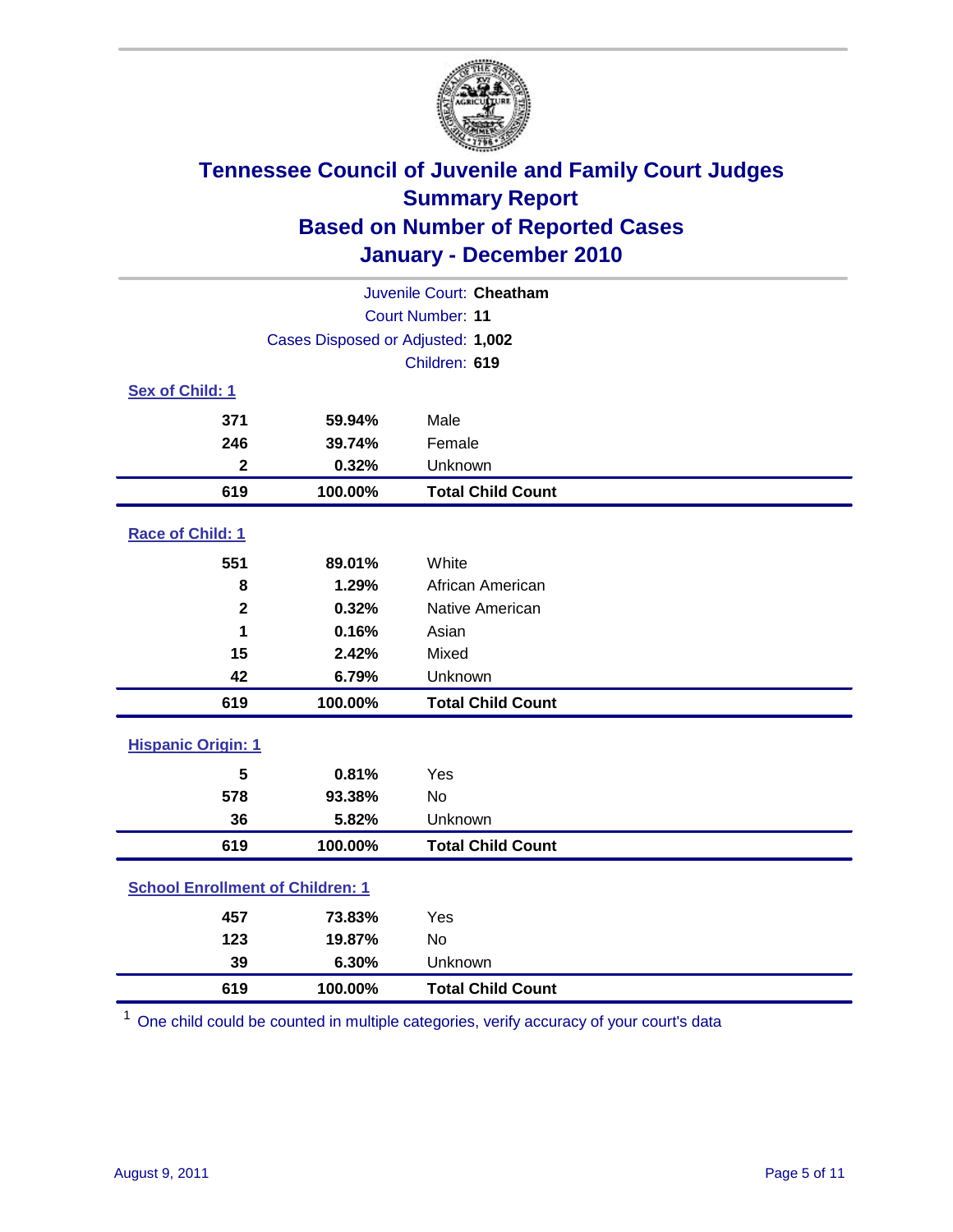# Tennessee Council of Juvenile and Family Court Judges
## Summary Report
## Based on Number of Reported Cases
## January - December 2010

Juvenile Court: **Cheatham**

Court Number: **11**

Cases Disposed or Adjusted: **1,002**

Children: **619**

### Sex of Child: 1

| Count | Percent | Category |
|---|---|---|
| 371 | 59.94% | Male |
| 246 | 39.74% | Female |
| 2 | 0.32% | Unknown |
| **619** | **100.00%** | **Total Child Count** |

### Race of Child: 1

| Count | Percent | Category |
|---|---|---|
| 551 | 89.01% | White |
| 8 | 1.29% | African American |
| 2 | 0.32% | Native American |
| 1 | 0.16% | Asian |
| 15 | 2.42% | Mixed |
| 42 | 6.79% | Unknown |
| **619** | **100.00%** | **Total Child Count** |

### Hispanic Origin: 1

| Count | Percent | Category |
|---|---|---|
| 5 | 0.81% | Yes |
| 578 | 93.38% | No |
| 36 | 5.82% | Unknown |
| **619** | **100.00%** | **Total Child Count** |

### School Enrollment of Children: 1

| Count | Percent | Category |
|---|---|---|
| 457 | 73.83% | Yes |
| 123 | 19.87% | No |
| 39 | 6.30% | Unknown |
| **619** | **100.00%** | **Total Child Count** |

[1] One child could be counted in multiple categories, verify accuracy of your court's data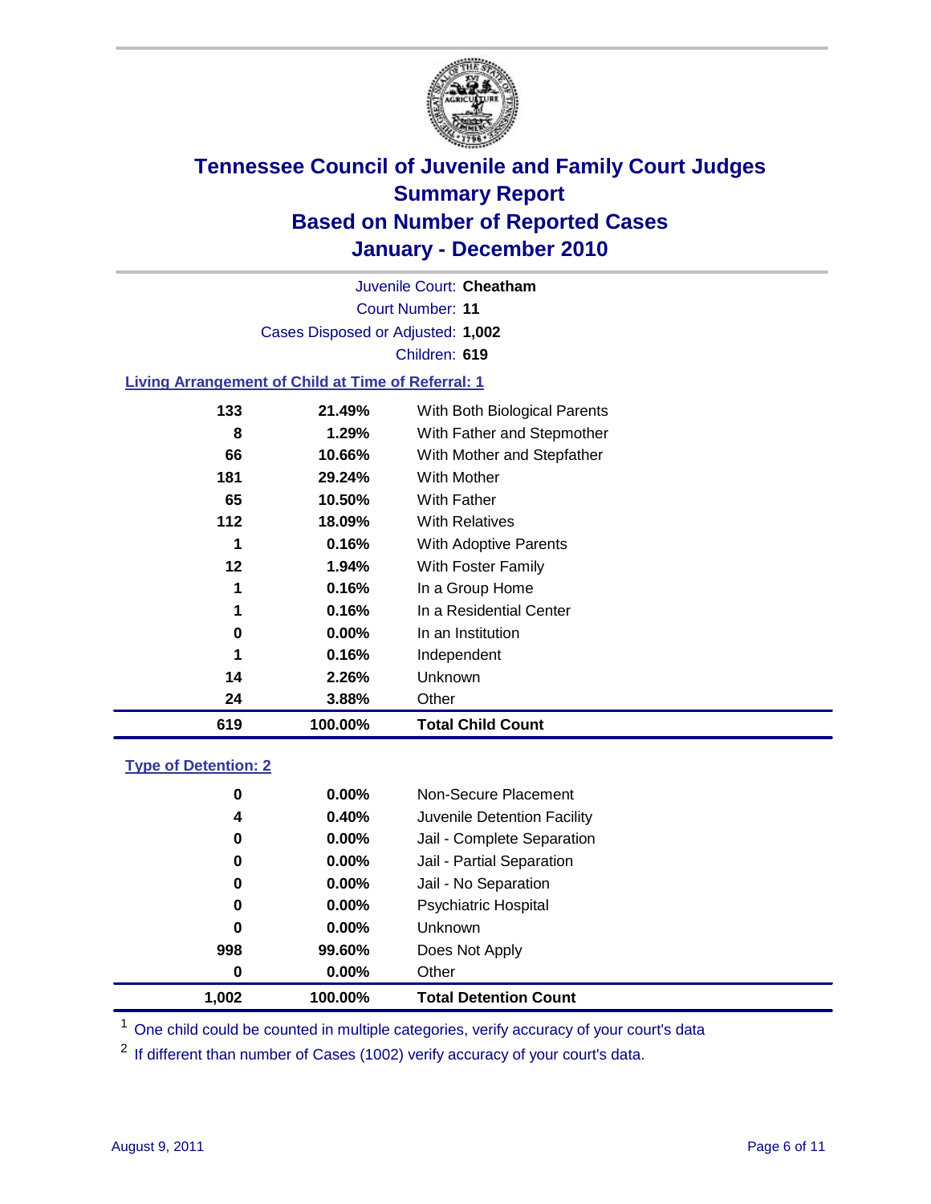# Tennessee Council of Juvenile and Family Court Judges
## Summary Report
## Based on Number of Reported Cases
## January - December 2010

Juvenile Court: **Cheatham**

Court Number: **11**

Cases Disposed or Adjusted: **1,002**

Children: **619**

### Living Arrangement of Child at Time of Referral: 1

| Count | Percent | Category |
|---|---|---|
| 133 | 21.49% | With Both Biological Parents |
| 8 | 1.29% | With Father and Stepmother |
| 66 | 10.66% | With Mother and Stepfather |
| 181 | 29.24% | With Mother |
| 65 | 10.50% | With Father |
| 112 | 18.09% | With Relatives |
| 1 | 0.16% | With Adoptive Parents |
| 12 | 1.94% | With Foster Family |
| 1 | 0.16% | In a Group Home |
| 1 | 0.16% | In a Residential Center |
| 0 | 0.00% | In an Institution |
| 1 | 0.16% | Independent |
| 14 | 2.26% | Unknown |
| 24 | 3.88% | Other |
| **619** | **100.00%** | **Total Child Count** |

### Type of Detention: 2

| Count | Percent | Category |
|---|---|---|
| 0 | 0.00% | Non-Secure Placement |
| 4 | 0.40% | Juvenile Detention Facility |
| 0 | 0.00% | Jail - Complete Separation |
| 0 | 0.00% | Jail - Partial Separation |
| 0 | 0.00% | Jail - No Separation |
| 0 | 0.00% | Psychiatric Hospital |
| 0 | 0.00% | Unknown |
| 998 | 99.60% | Does Not Apply |
| 0 | 0.00% | Other |
| **1,002** | **100.00%** | **Total Detention Count** |

[1] One child could be counted in multiple categories, verify accuracy of your court's data

[2] If different than number of Cases (1002) verify accuracy of your court's data.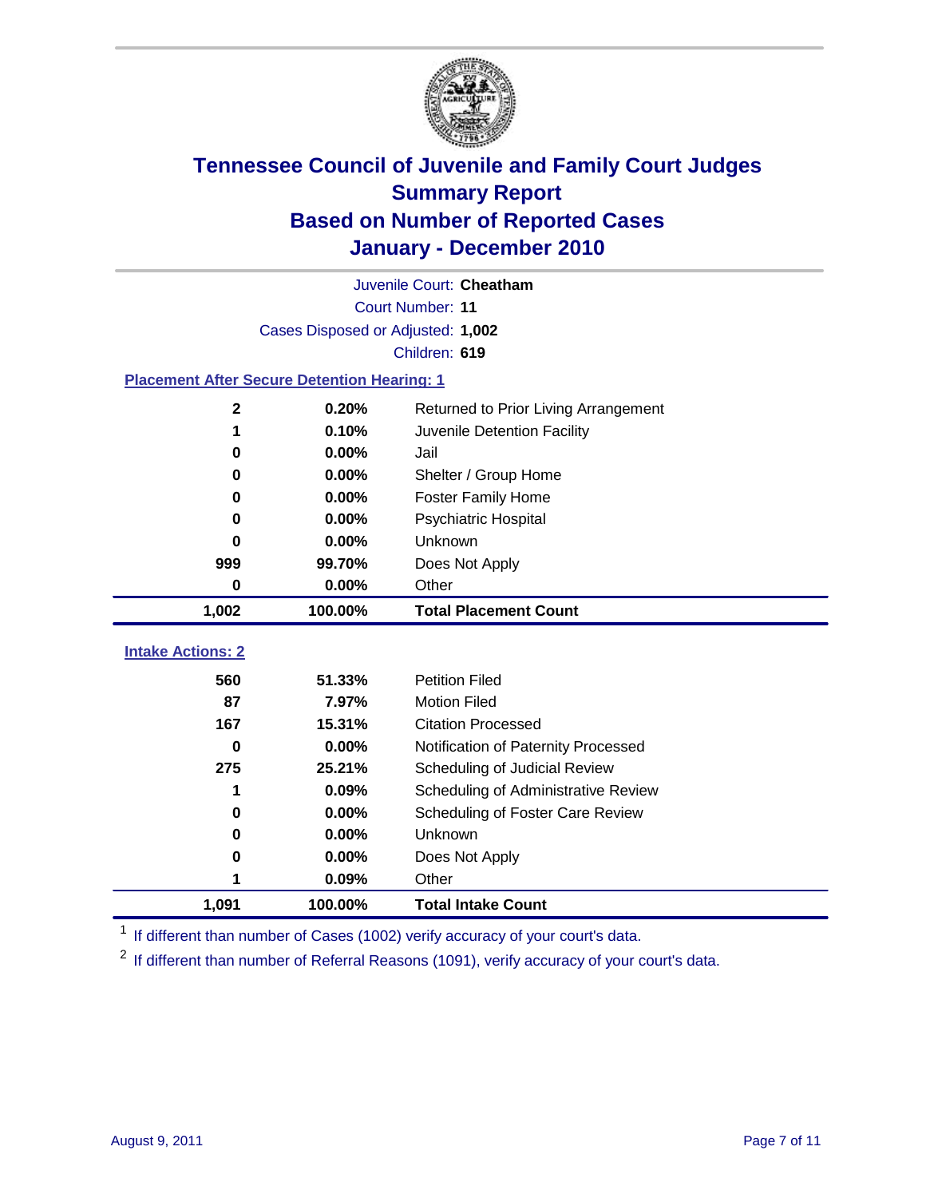# Tennessee Council of Juvenile and Family Court Judges
## Summary Report
## Based on Number of Reported Cases
## January - December 2010

Juvenile Court: **Cheatham**

Court Number: **11**

Cases Disposed or Adjusted: **1,002**

Children: **619**

### Placement After Secure Detention Hearing: 1

| Count | Percent | Placement |
|---|---|---|
| 2 | 0.20% | Returned to Prior Living Arrangement |
| 1 | 0.10% | Juvenile Detention Facility |
| 0 | 0.00% | Jail |
| 0 | 0.00% | Shelter / Group Home |
| 0 | 0.00% | Foster Family Home |
| 0 | 0.00% | Psychiatric Hospital |
| 0 | 0.00% | Unknown |
| 999 | 99.70% | Does Not Apply |
| 0 | 0.00% | Other |
| **1,002** | **100.00%** | **Total Placement Count** |

### Intake Actions: 2

| Count | Percent | Intake Action |
|---|---|---|
| 560 | 51.33% | Petition Filed |
| 87 | 7.97% | Motion Filed |
| 167 | 15.31% | Citation Processed |
| 0 | 0.00% | Notification of Paternity Processed |
| 275 | 25.21% | Scheduling of Judicial Review |
| 1 | 0.09% | Scheduling of Administrative Review |
| 0 | 0.00% | Scheduling of Foster Care Review |
| 0 | 0.00% | Unknown |
| 0 | 0.00% | Does Not Apply |
| 1 | 0.09% | Other |
| **1,091** | **100.00%** | **Total Intake Count** |

[1] If different than number of Cases (1002) verify accuracy of your court's data.

[2] If different than number of Referral Reasons (1091), verify accuracy of your court's data.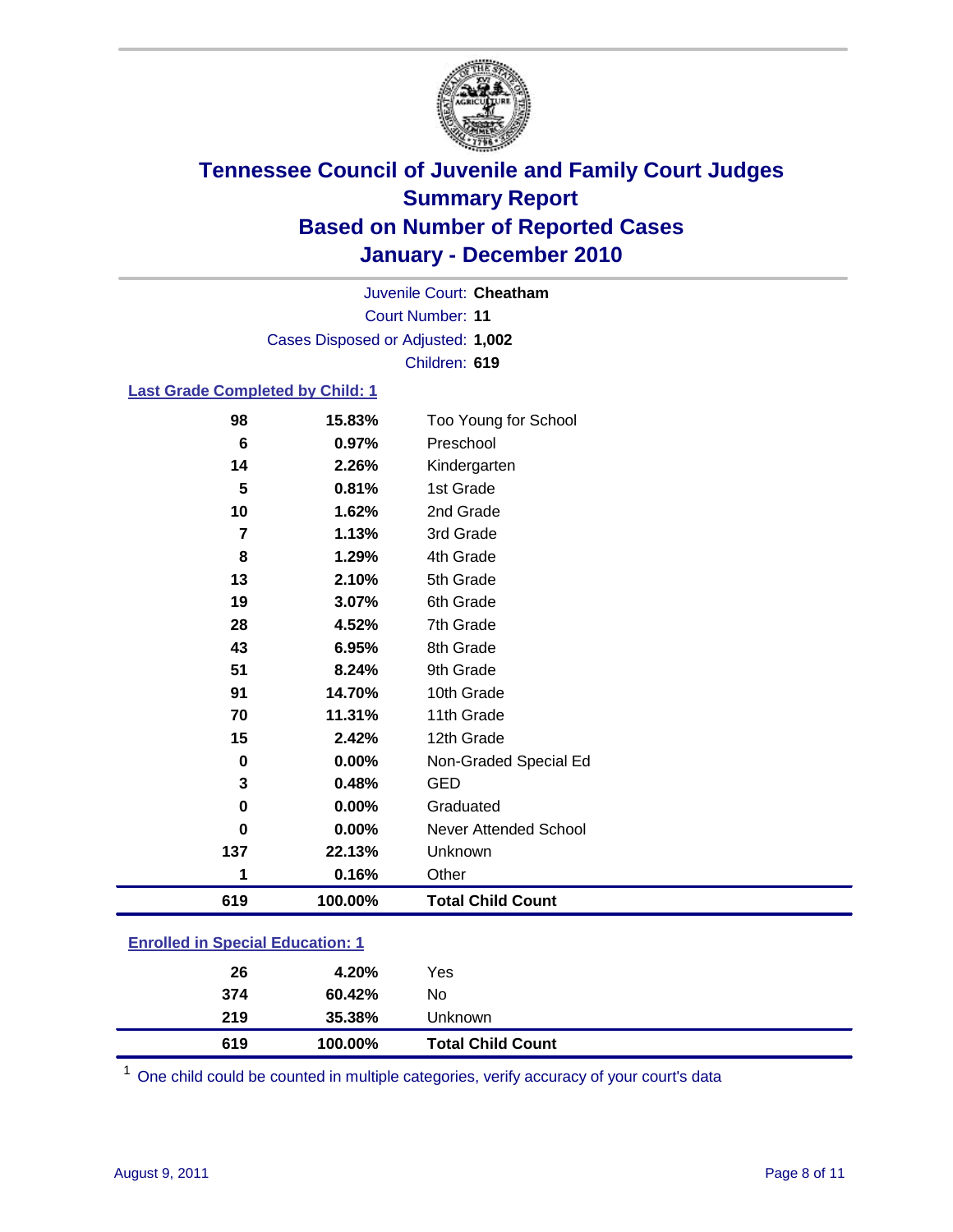# Tennessee Council of Juvenile and Family Court Judges
## Summary Report
## Based on Number of Reported Cases
## January - December 2010

Juvenile Court: **Cheatham**
Court Number: **11**
Cases Disposed or Adjusted: **1,002**
Children: **619**

### Last Grade Completed by Child: 1

| | | |
|---|---|---|
| 98 | 15.83% | Too Young for School |
| 6 | 0.97% | Preschool |
| 14 | 2.26% | Kindergarten |
| 5 | 0.81% | 1st Grade |
| 10 | 1.62% | 2nd Grade |
| 7 | 1.13% | 3rd Grade |
| 8 | 1.29% | 4th Grade |
| 13 | 2.10% | 5th Grade |
| 19 | 3.07% | 6th Grade |
| 28 | 4.52% | 7th Grade |
| 43 | 6.95% | 8th Grade |
| 51 | 8.24% | 9th Grade |
| 91 | 14.70% | 10th Grade |
| 70 | 11.31% | 11th Grade |
| 15 | 2.42% | 12th Grade |
| 0 | 0.00% | Non-Graded Special Ed |
| 3 | 0.48% | GED |
| 0 | 0.00% | Graduated |
| 0 | 0.00% | Never Attended School |
| 137 | 22.13% | Unknown |
| 1 | 0.16% | Other |
| **619** | **100.00%** | **Total Child Count** |

### Enrolled in Special Education: 1

| | | |
|---|---|---|
| 26 | 4.20% | Yes |
| 374 | 60.42% | No |
| 219 | 35.38% | Unknown |
| **619** | **100.00%** | **Total Child Count** |

[1] One child could be counted in multiple categories, verify accuracy of your court's data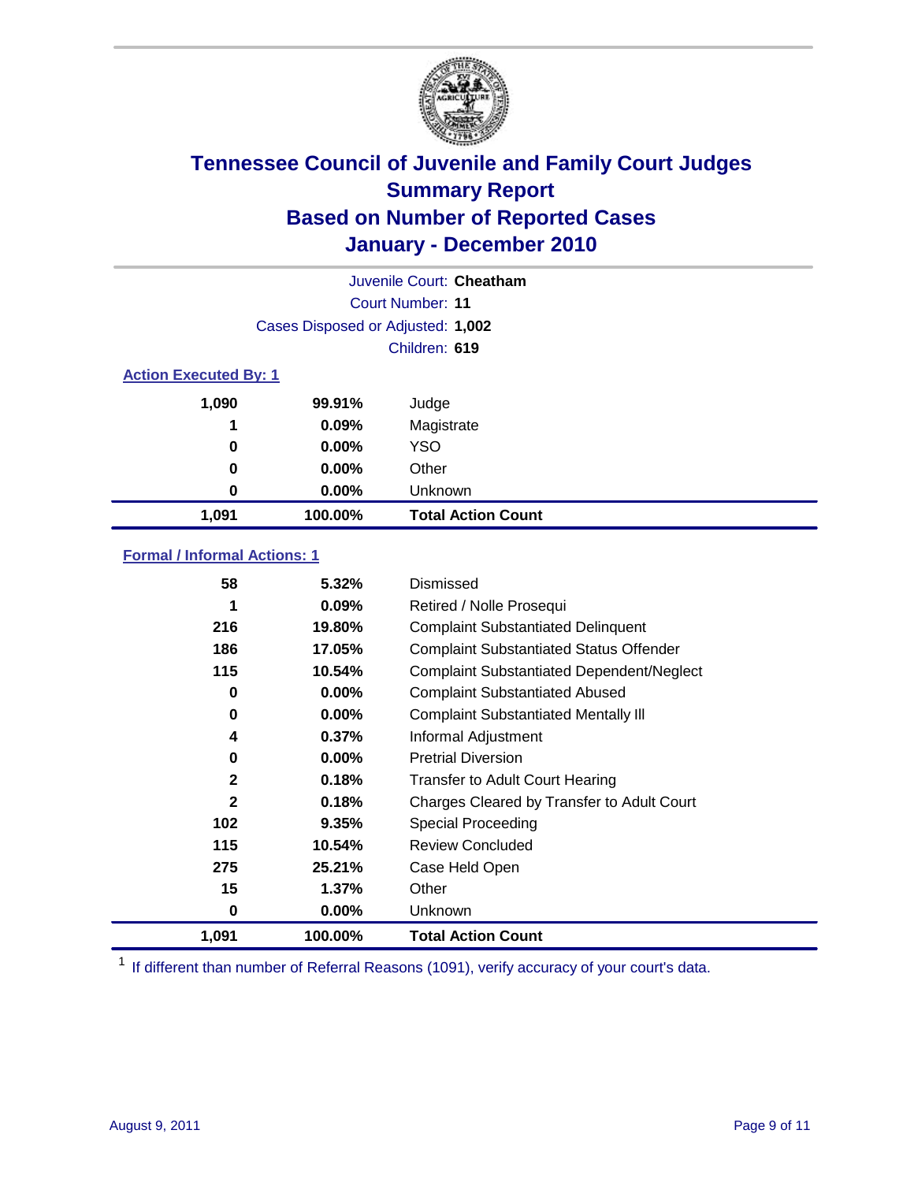# Tennessee Council of Juvenile and Family Court Judges
## Summary Report
## Based on Number of Reported Cases
## January - December 2010

Juvenile Court: **Cheatham**

Court Number: **11**

Cases Disposed or Adjusted: **1,002**

Children: **619**

### Action Executed By: 1

| | | |
|---|---|---|
| 1,090 | 99.91% | Judge |
| 1 | 0.09% | Magistrate |
| 0 | 0.00% | YSO |
| 0 | 0.00% | Other |
| 0 | 0.00% | Unknown |
| **1,091** | **100.00%** | **Total Action Count** |

### Formal / Informal Actions: 1

| | | |
|---|---|---|
| 58 | 5.32% | Dismissed |
| 1 | 0.09% | Retired / Nolle Prosequi |
| 216 | 19.80% | Complaint Substantiated Delinquent |
| 186 | 17.05% | Complaint Substantiated Status Offender |
| 115 | 10.54% | Complaint Substantiated Dependent/Neglect |
| 0 | 0.00% | Complaint Substantiated Abused |
| 0 | 0.00% | Complaint Substantiated Mentally Ill |
| 4 | 0.37% | Informal Adjustment |
| 0 | 0.00% | Pretrial Diversion |
| 2 | 0.18% | Transfer to Adult Court Hearing |
| 2 | 0.18% | Charges Cleared by Transfer to Adult Court |
| 102 | 9.35% | Special Proceeding |
| 115 | 10.54% | Review Concluded |
| 275 | 25.21% | Case Held Open |
| 15 | 1.37% | Other |
| 0 | 0.00% | Unknown |
| **1,091** | **100.00%** | **Total Action Count** |

[1] If different than number of Referral Reasons (1091), verify accuracy of your court's data.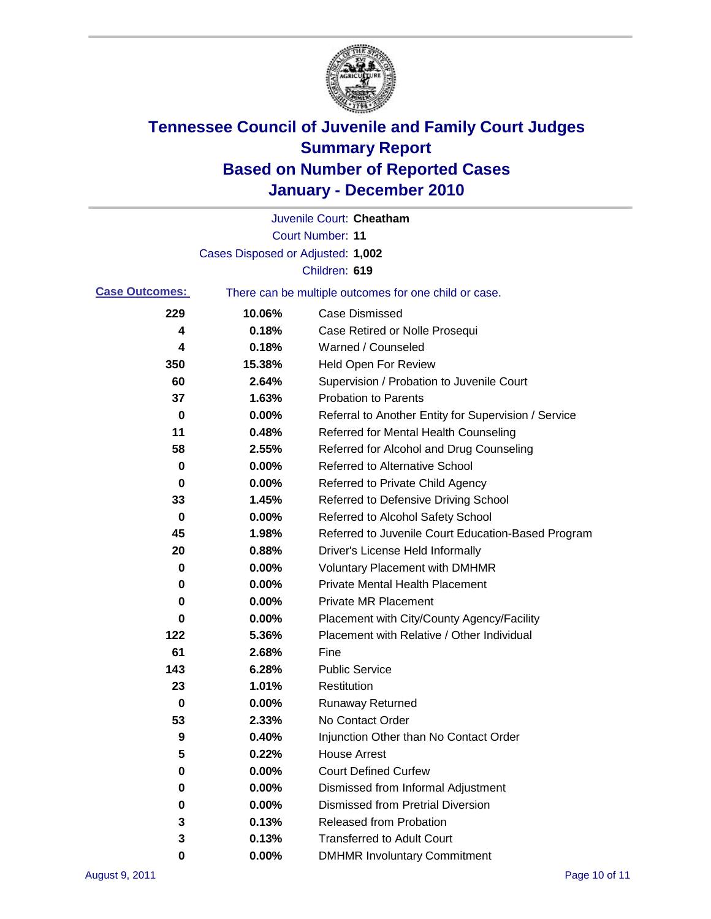# Tennessee Council of Juvenile and Family Court Judges
## Summary Report
## Based on Number of Reported Cases
## January - December 2010

Juvenile Court: **Cheatham**
Court Number: **11**
Cases Disposed or Adjusted: **1,002**
Children: **619**

**Case Outcomes:** There can be multiple outcomes for one child or case.

| Count | Percent | Outcome |
|---|---|---|
| 229 | 10.06% | Case Dismissed |
| 4 | 0.18% | Case Retired or Nolle Prosequi |
| 4 | 0.18% | Warned / Counseled |
| 350 | 15.38% | Held Open For Review |
| 60 | 2.64% | Supervision / Probation to Juvenile Court |
| 37 | 1.63% | Probation to Parents |
| 0 | 0.00% | Referral to Another Entity for Supervision / Service |
| 11 | 0.48% | Referred for Mental Health Counseling |
| 58 | 2.55% | Referred for Alcohol and Drug Counseling |
| 0 | 0.00% | Referred to Alternative School |
| 0 | 0.00% | Referred to Private Child Agency |
| 33 | 1.45% | Referred to Defensive Driving School |
| 0 | 0.00% | Referred to Alcohol Safety School |
| 45 | 1.98% | Referred to Juvenile Court Education-Based Program |
| 20 | 0.88% | Driver's License Held Informally |
| 0 | 0.00% | Voluntary Placement with DMHMR |
| 0 | 0.00% | Private Mental Health Placement |
| 0 | 0.00% | Private MR Placement |
| 0 | 0.00% | Placement with City/County Agency/Facility |
| 122 | 5.36% | Placement with Relative / Other Individual |
| 61 | 2.68% | Fine |
| 143 | 6.28% | Public Service |
| 23 | 1.01% | Restitution |
| 0 | 0.00% | Runaway Returned |
| 53 | 2.33% | No Contact Order |
| 9 | 0.40% | Injunction Other than No Contact Order |
| 5 | 0.22% | House Arrest |
| 0 | 0.00% | Court Defined Curfew |
| 0 | 0.00% | Dismissed from Informal Adjustment |
| 0 | 0.00% | Dismissed from Pretrial Diversion |
| 3 | 0.13% | Released from Probation |
| 3 | 0.13% | Transferred to Adult Court |
| 0 | 0.00% | DMHMR Involuntary Commitment |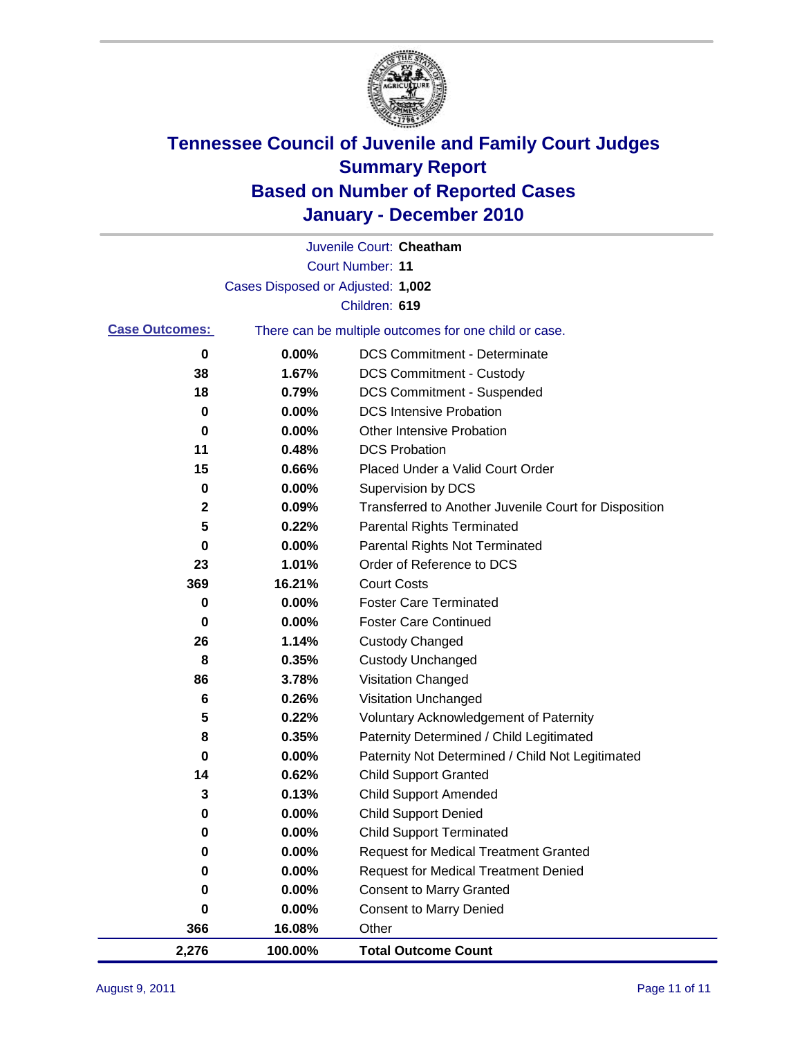# Tennessee Council of Juvenile and Family Court Judges
## Summary Report
## Based on Number of Reported Cases
## January - December 2010

Juvenile Court: **Cheatham**

Court Number: **11**

Cases Disposed or Adjusted: **1,002**

Children: **619**

**Case Outcomes:** There can be multiple outcomes for one child or case.

| | | |
|---|---|---|
| 0 | 0.00% | DCS Commitment - Determinate |
| 38 | 1.67% | DCS Commitment - Custody |
| 18 | 0.79% | DCS Commitment - Suspended |
| 0 | 0.00% | DCS Intensive Probation |
| 0 | 0.00% | Other Intensive Probation |
| 11 | 0.48% | DCS Probation |
| 15 | 0.66% | Placed Under a Valid Court Order |
| 0 | 0.00% | Supervision by DCS |
| 2 | 0.09% | Transferred to Another Juvenile Court for Disposition |
| 5 | 0.22% | Parental Rights Terminated |
| 0 | 0.00% | Parental Rights Not Terminated |
| 23 | 1.01% | Order of Reference to DCS |
| 369 | 16.21% | Court Costs |
| 0 | 0.00% | Foster Care Terminated |
| 0 | 0.00% | Foster Care Continued |
| 26 | 1.14% | Custody Changed |
| 8 | 0.35% | Custody Unchanged |
| 86 | 3.78% | Visitation Changed |
| 6 | 0.26% | Visitation Unchanged |
| 5 | 0.22% | Voluntary Acknowledgement of Paternity |
| 8 | 0.35% | Paternity Determined / Child Legitimated |
| 0 | 0.00% | Paternity Not Determined / Child Not Legitimated |
| 14 | 0.62% | Child Support Granted |
| 3 | 0.13% | Child Support Amended |
| 0 | 0.00% | Child Support Denied |
| 0 | 0.00% | Child Support Terminated |
| 0 | 0.00% | Request for Medical Treatment Granted |
| 0 | 0.00% | Request for Medical Treatment Denied |
| 0 | 0.00% | Consent to Marry Granted |
| 0 | 0.00% | Consent to Marry Denied |
| 366 | 16.08% | Other |
| **2,276** | **100.00%** | **Total Outcome Count** |